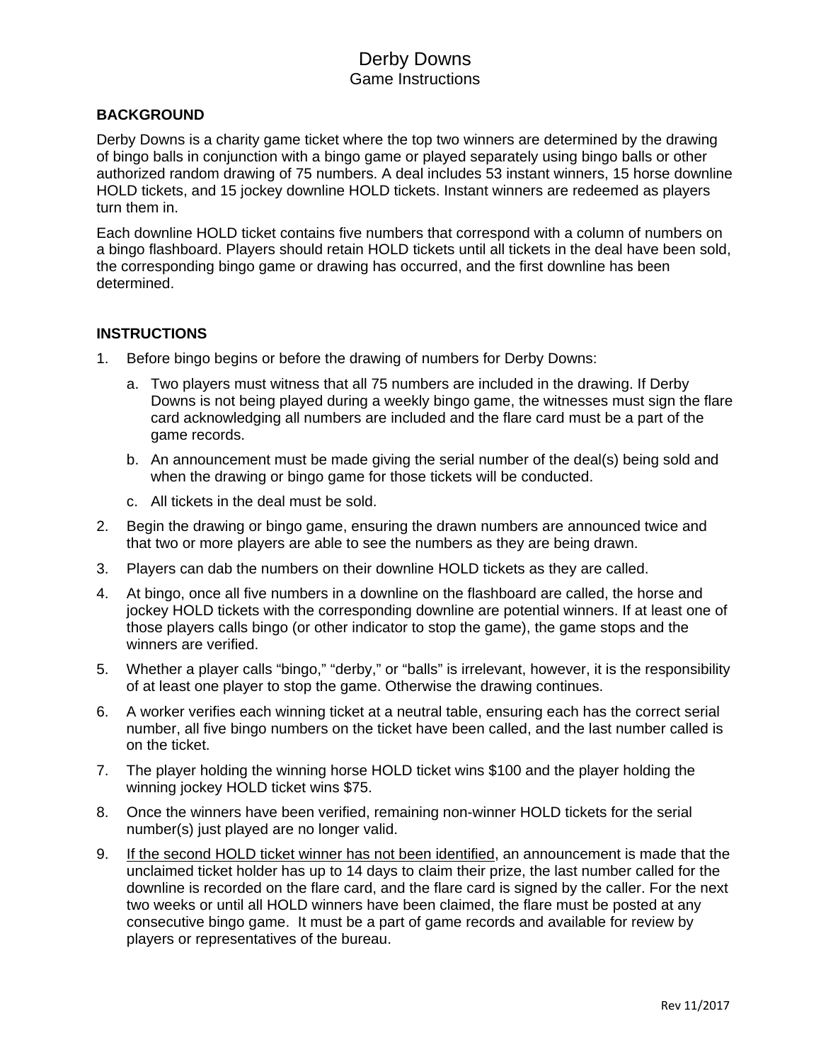# Derby Downs

## Game Instructions

### BACKGROUND

Derby Downs is a charity game ticket where the top two winners are determined by the drawing of bingo balls in conjunction with a bingo game or played separately using bingo balls or other authorized random drawing of 75 numbers. A deal includes 53 instant winners, 15 horse downline HOLD tickets, and 15 jockey downline HOLD tickets. Instant winners are redeemed as players turn them in.

Each downline HOLD ticket contains five numbers that correspond with a column of numbers on a bingo flashboard. Players should retain HOLD tickets until all tickets in the deal have been sold, the corresponding bingo game or drawing has occurred, and the first downline has been determined.

### INSTRUCTIONS

1. Before bingo begins or before the drawing of numbers for Derby Downs:
   a. Two players must witness that all 75 numbers are included in the drawing. If Derby Downs is not being played during a weekly bingo game, the witnesses must sign the flare card acknowledging all numbers are included and the flare card must be a part of the game records.
   b. An announcement must be made giving the serial number of the deal(s) being sold and when the drawing or bingo game for those tickets will be conducted.
   c. All tickets in the deal must be sold.
2. Begin the drawing or bingo game, ensuring the drawn numbers are announced twice and that two or more players are able to see the numbers as they are being drawn.
3. Players can dab the numbers on their downline HOLD tickets as they are called.
4. At bingo, once all five numbers in a downline on the flashboard are called, the horse and jockey HOLD tickets with the corresponding downline are potential winners. If at least one of those players calls bingo (or other indicator to stop the game), the game stops and the winners are verified.
5. Whether a player calls “bingo,” “derby,” or “balls” is irrelevant, however, it is the responsibility of at least one player to stop the game. Otherwise the drawing continues.
6. A worker verifies each winning ticket at a neutral table, ensuring each has the correct serial number, all five bingo numbers on the ticket have been called, and the last number called is on the ticket.
7. The player holding the winning horse HOLD ticket wins $100 and the player holding the winning jockey HOLD ticket wins $75.
8. Once the winners have been verified, remaining non-winner HOLD tickets for the serial number(s) just played are no longer valid.
9. <u>If the second HOLD ticket winner has not been identified</u>, an announcement is made that the unclaimed ticket holder has up to 14 days to claim their prize, the last number called for the downline is recorded on the flare card, and the flare card is signed by the caller. For the next two weeks or until all HOLD winners have been claimed, the flare must be posted at any consecutive bingo game. It must be a part of game records and available for review by players or representatives of the bureau.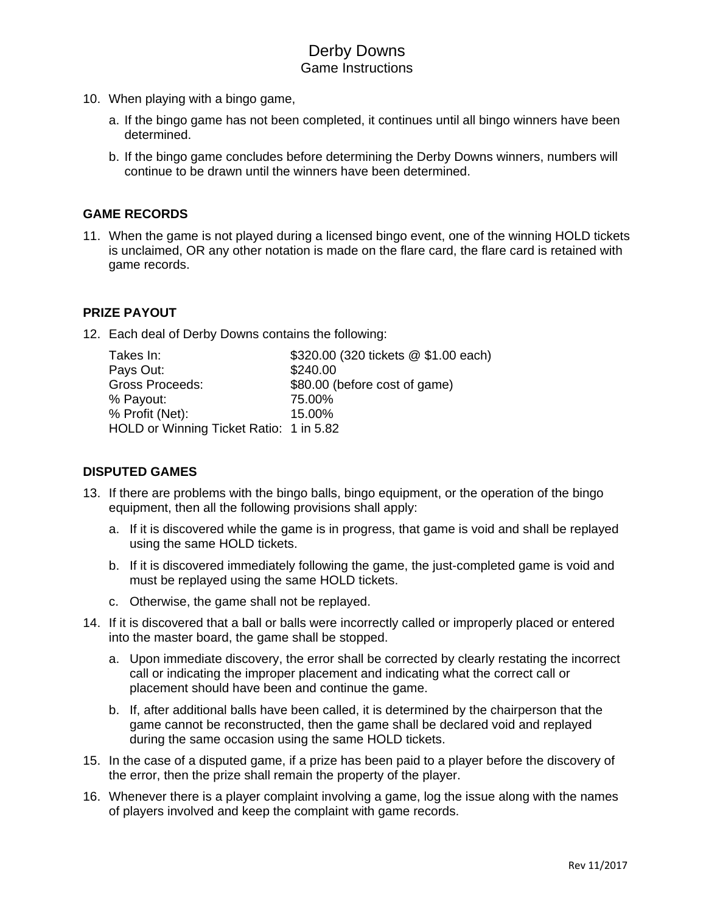# Derby Downs
## Game Instructions

10. When playing with a bingo game,
    a. If the bingo game has not been completed, it continues until all bingo winners have been determined.
    b. If the bingo game concludes before determining the Derby Downs winners, numbers will continue to be drawn until the winners have been determined.

### GAME RECORDS

11. When the game is not played during a licensed bingo event, one of the winning HOLD tickets is unclaimed, OR any other notation is made on the flare card, the flare card is retained with game records.

### PRIZE PAYOUT

12. Each deal of Derby Downs contains the following:

| | |
|---|---|
| Takes In: | $320.00 (320 tickets @ $1.00 each) |
| Pays Out: | $240.00 |
| Gross Proceeds: | $80.00 (before cost of game) |
| % Payout: | 75.00% |
| % Profit (Net): | 15.00% |
| HOLD or Winning Ticket Ratio: | 1 in 5.82 |

### DISPUTED GAMES

13. If there are problems with the bingo balls, bingo equipment, or the operation of the bingo equipment, then all the following provisions shall apply:
    a. If it is discovered while the game is in progress, that game is void and shall be replayed using the same HOLD tickets.
    b. If it is discovered immediately following the game, the just-completed game is void and must be replayed using the same HOLD tickets.
    c. Otherwise, the game shall not be replayed.
14. If it is discovered that a ball or balls were incorrectly called or improperly placed or entered into the master board, the game shall be stopped.
    a. Upon immediate discovery, the error shall be corrected by clearly restating the incorrect call or indicating the improper placement and indicating what the correct call or placement should have been and continue the game.
    b. If, after additional balls have been called, it is determined by the chairperson that the game cannot be reconstructed, then the game shall be declared void and replayed during the same occasion using the same HOLD tickets.
15. In the case of a disputed game, if a prize has been paid to a player before the discovery of the error, then the prize shall remain the property of the player.
16. Whenever there is a player complaint involving a game, log the issue along with the names of players involved and keep the complaint with game records.

Rev 11/2017